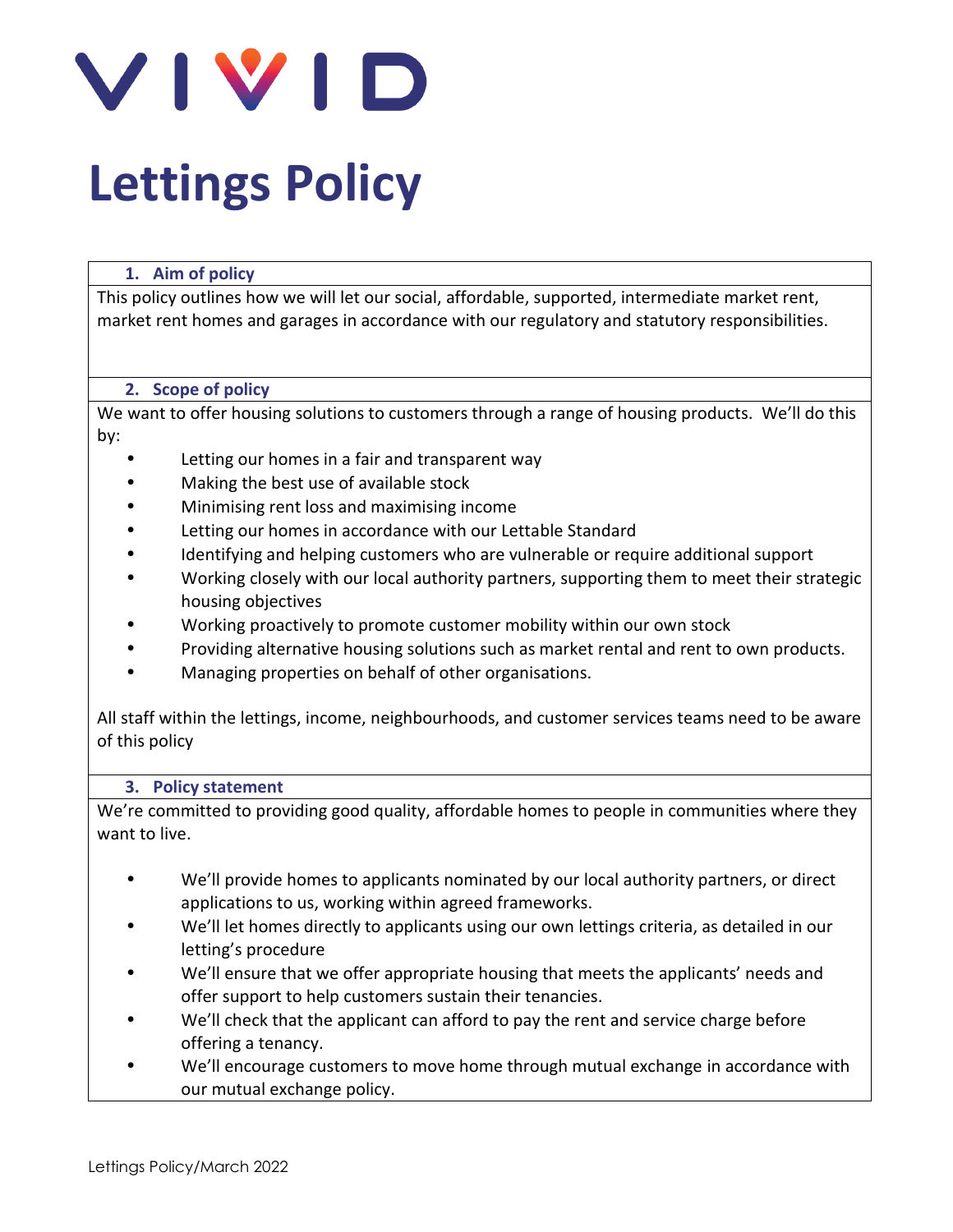VIVID

# Lettings Policy

## 1. Aim of policy

This policy outlines how we will let our social, affordable, supported, intermediate market rent, market rent homes and garages in accordance with our regulatory and statutory responsibilities.

## 2. Scope of policy

We want to offer housing solutions to customers through a range of housing products. We'll do this by:

- Letting our homes in a fair and transparent way
- Making the best use of available stock
- Minimising rent loss and maximising income
- Letting our homes in accordance with our Lettable Standard
- Identifying and helping customers who are vulnerable or require additional support
- Working closely with our local authority partners, supporting them to meet their strategic housing objectives
- Working proactively to promote customer mobility within our own stock
- Providing alternative housing solutions such as market rental and rent to own products.
- Managing properties on behalf of other organisations.

All staff within the lettings, income, neighbourhoods, and customer services teams need to be aware of this policy

## 3. Policy statement

We're committed to providing good quality, affordable homes to people in communities where they want to live.

- We'll provide homes to applicants nominated by our local authority partners, or direct applications to us, working within agreed frameworks.
- We'll let homes directly to applicants using our own lettings criteria, as detailed in our letting's procedure
- We'll ensure that we offer appropriate housing that meets the applicants' needs and offer support to help customers sustain their tenancies.
- We'll check that the applicant can afford to pay the rent and service charge before offering a tenancy.
- We'll encourage customers to move home through mutual exchange in accordance with our mutual exchange policy.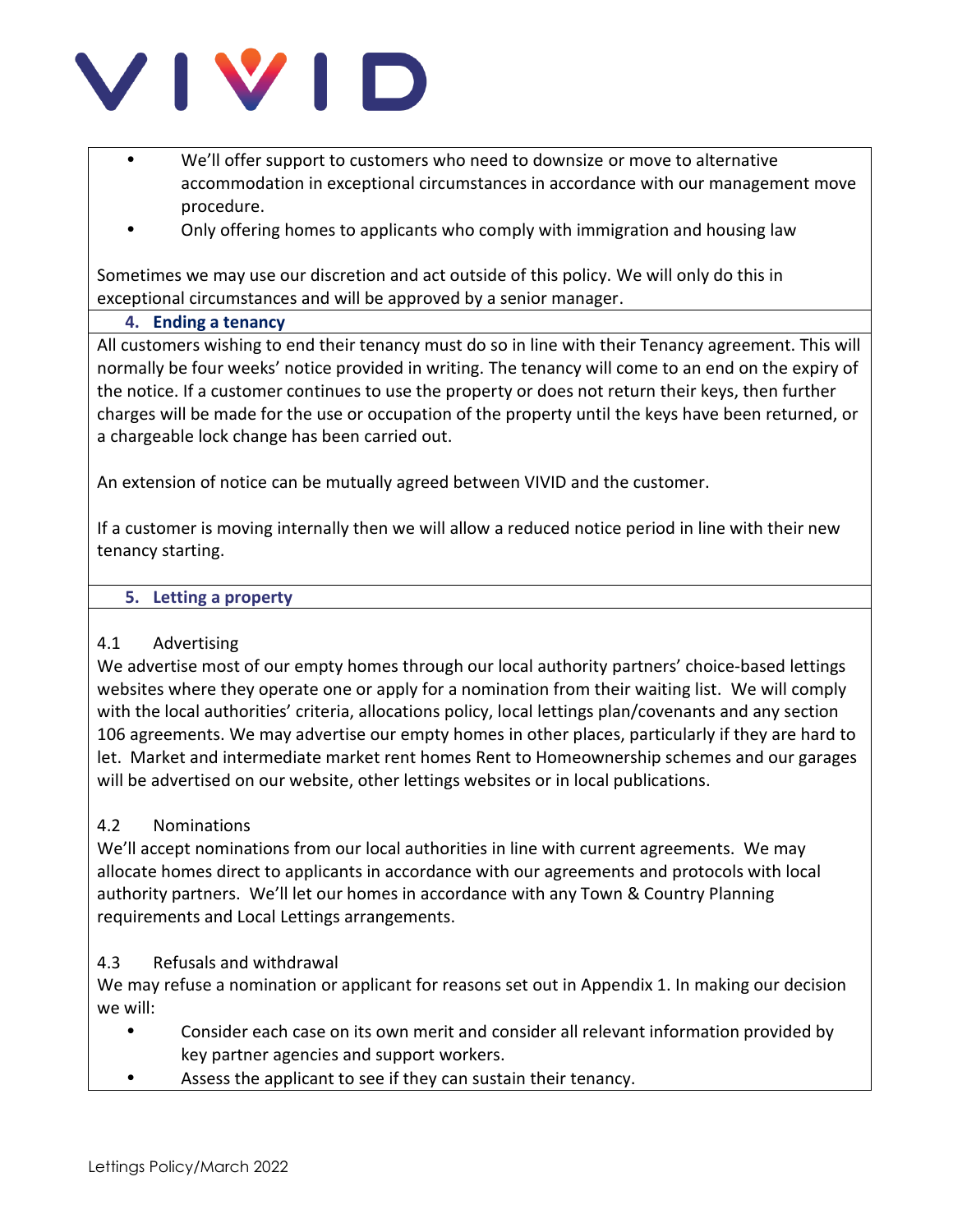- We'll offer support to customers who need to downsize or move to alternative accommodation in exceptional circumstances in accordance with our management move procedure.
- Only offering homes to applicants who comply with immigration and housing law

Sometimes we may use our discretion and act outside of this policy. We will only do this in exceptional circumstances and will be approved by a senior manager.

## 4. Ending a tenancy

All customers wishing to end their tenancy must do so in line with their Tenancy agreement. This will normally be four weeks' notice provided in writing. The tenancy will come to an end on the expiry of the notice. If a customer continues to use the property or does not return their keys, then further charges will be made for the use or occupation of the property until the keys have been returned, or a chargeable lock change has been carried out.

An extension of notice can be mutually agreed between VIVID and the customer.

If a customer is moving internally then we will allow a reduced notice period in line with their new tenancy starting.

## 5. Letting a property

### 4.1 Advertising

We advertise most of our empty homes through our local authority partners' choice-based lettings websites where they operate one or apply for a nomination from their waiting list. We will comply with the local authorities' criteria, allocations policy, local lettings plan/covenants and any section 106 agreements. We may advertise our empty homes in other places, particularly if they are hard to let. Market and intermediate market rent homes Rent to Homeownership schemes and our garages will be advertised on our website, other lettings websites or in local publications.

### 4.2 Nominations

We'll accept nominations from our local authorities in line with current agreements. We may allocate homes direct to applicants in accordance with our agreements and protocols with local authority partners. We'll let our homes in accordance with any Town & Country Planning requirements and Local Lettings arrangements.

### 4.3 Refusals and withdrawal

We may refuse a nomination or applicant for reasons set out in Appendix 1. In making our decision we will:

- Consider each case on its own merit and consider all relevant information provided by key partner agencies and support workers.
- Assess the applicant to see if they can sustain their tenancy.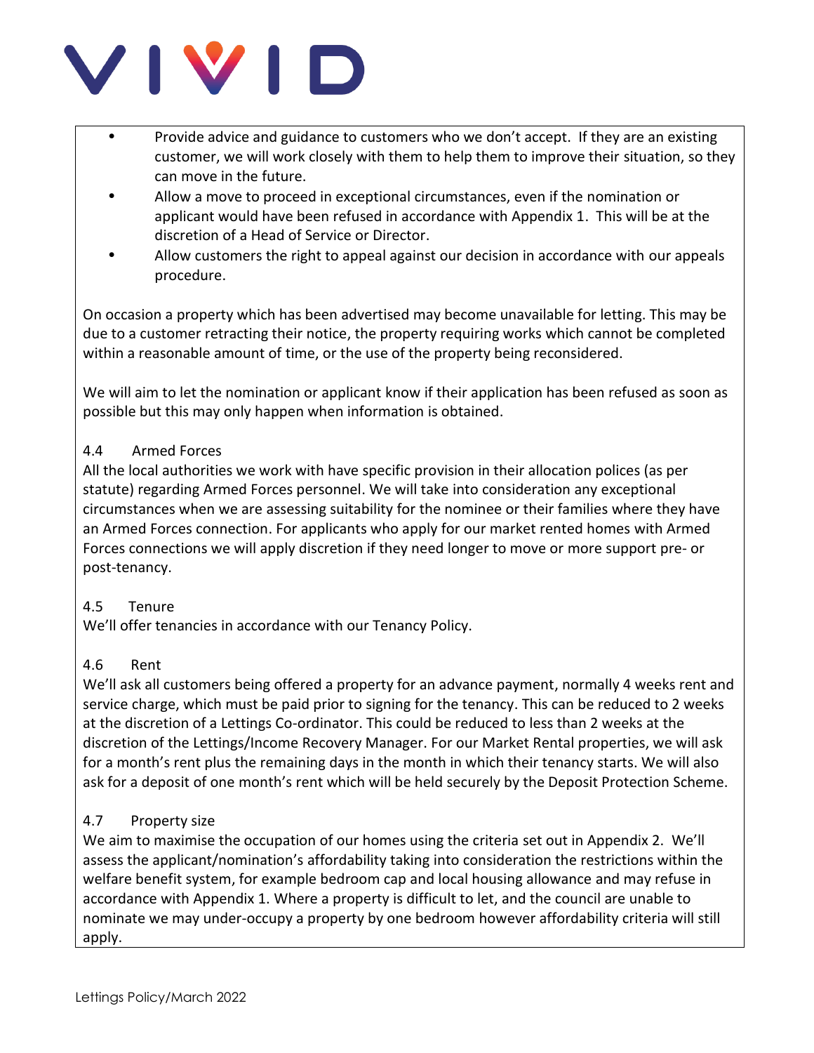- Provide advice and guidance to customers who we don't accept. If they are an existing customer, we will work closely with them to help them to improve their situation, so they can move in the future.
- Allow a move to proceed in exceptional circumstances, even if the nomination or applicant would have been refused in accordance with Appendix 1. This will be at the discretion of a Head of Service or Director.
- Allow customers the right to appeal against our decision in accordance with our appeals procedure.

On occasion a property which has been advertised may become unavailable for letting. This may be due to a customer retracting their notice, the property requiring works which cannot be completed within a reasonable amount of time, or the use of the property being reconsidered.

We will aim to let the nomination or applicant know if their application has been refused as soon as possible but this may only happen when information is obtained.

### 4.4 Armed Forces

All the local authorities we work with have specific provision in their allocation polices (as per statute) regarding Armed Forces personnel. We will take into consideration any exceptional circumstances when we are assessing suitability for the nominee or their families where they have an Armed Forces connection. For applicants who apply for our market rented homes with Armed Forces connections we will apply discretion if they need longer to move or more support pre- or post-tenancy.

### 4.5 Tenure

We'll offer tenancies in accordance with our Tenancy Policy.

### 4.6 Rent

We'll ask all customers being offered a property for an advance payment, normally 4 weeks rent and service charge, which must be paid prior to signing for the tenancy. This can be reduced to 2 weeks at the discretion of a Lettings Co-ordinator. This could be reduced to less than 2 weeks at the discretion of the Lettings/Income Recovery Manager. For our Market Rental properties, we will ask for a month's rent plus the remaining days in the month in which their tenancy starts. We will also ask for a deposit of one month's rent which will be held securely by the Deposit Protection Scheme.

### 4.7 Property size

We aim to maximise the occupation of our homes using the criteria set out in Appendix 2. We'll assess the applicant/nomination's affordability taking into consideration the restrictions within the welfare benefit system, for example bedroom cap and local housing allowance and may refuse in accordance with Appendix 1. Where a property is difficult to let, and the council are unable to nominate we may under-occupy a property by one bedroom however affordability criteria will still apply.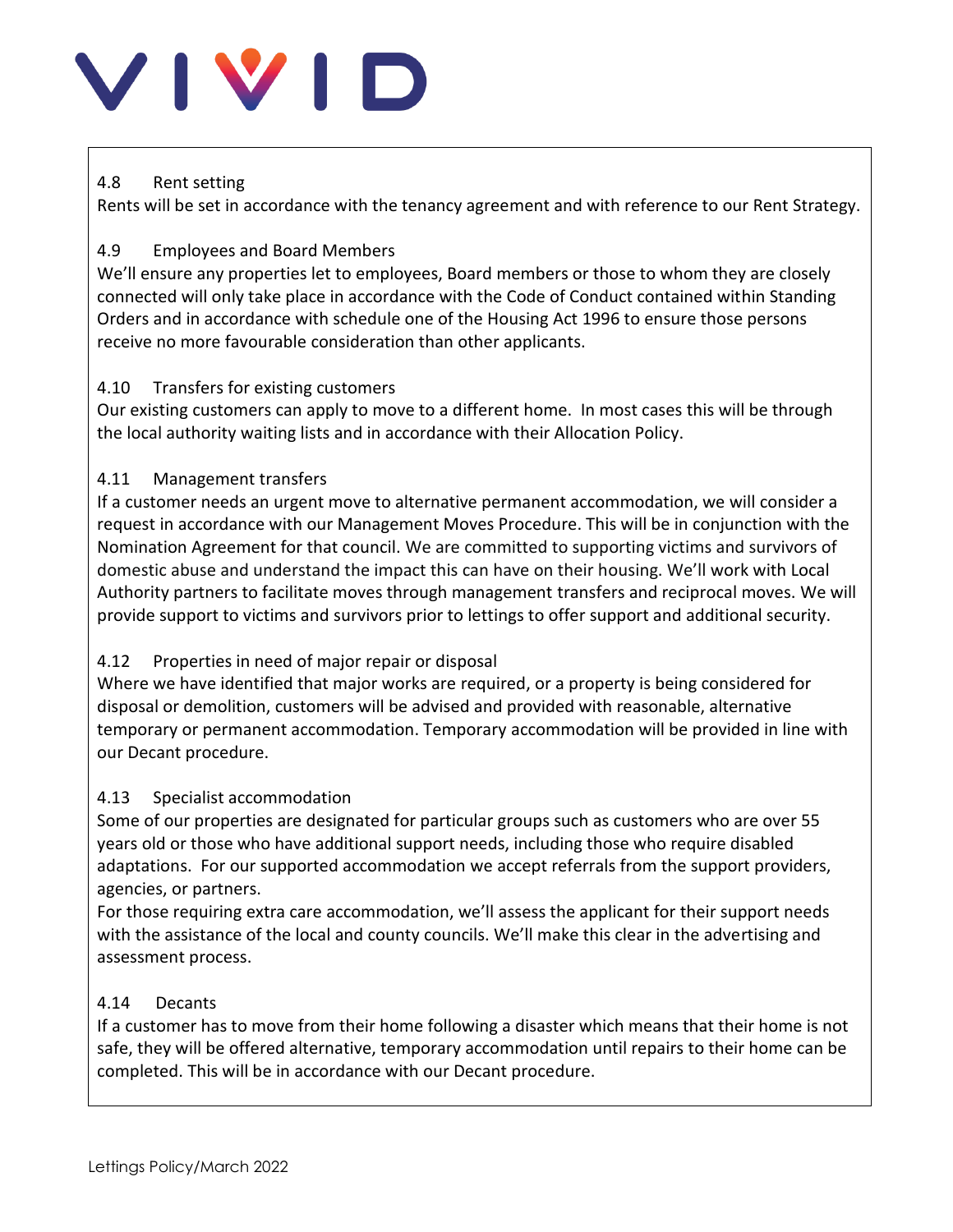### 4.8 Rent setting

Rents will be set in accordance with the tenancy agreement and with reference to our Rent Strategy.

### 4.9 Employees and Board Members

We'll ensure any properties let to employees, Board members or those to whom they are closely connected will only take place in accordance with the Code of Conduct contained within Standing Orders and in accordance with schedule one of the Housing Act 1996 to ensure those persons receive no more favourable consideration than other applicants.

### 4.10 Transfers for existing customers

Our existing customers can apply to move to a different home. In most cases this will be through the local authority waiting lists and in accordance with their Allocation Policy.

### 4.11 Management transfers

If a customer needs an urgent move to alternative permanent accommodation, we will consider a request in accordance with our Management Moves Procedure. This will be in conjunction with the Nomination Agreement for that council. We are committed to supporting victims and survivors of domestic abuse and understand the impact this can have on their housing. We'll work with Local Authority partners to facilitate moves through management transfers and reciprocal moves. We will provide support to victims and survivors prior to lettings to offer support and additional security.

### 4.12 Properties in need of major repair or disposal

Where we have identified that major works are required, or a property is being considered for disposal or demolition, customers will be advised and provided with reasonable, alternative temporary or permanent accommodation. Temporary accommodation will be provided in line with our Decant procedure.

### 4.13 Specialist accommodation

Some of our properties are designated for particular groups such as customers who are over 55 years old or those who have additional support needs, including those who require disabled adaptations. For our supported accommodation we accept referrals from the support providers, agencies, or partners.

For those requiring extra care accommodation, we'll assess the applicant for their support needs with the assistance of the local and county councils. We'll make this clear in the advertising and assessment process.

### 4.14 Decants

If a customer has to move from their home following a disaster which means that their home is not safe, they will be offered alternative, temporary accommodation until repairs to their home can be completed. This will be in accordance with our Decant procedure.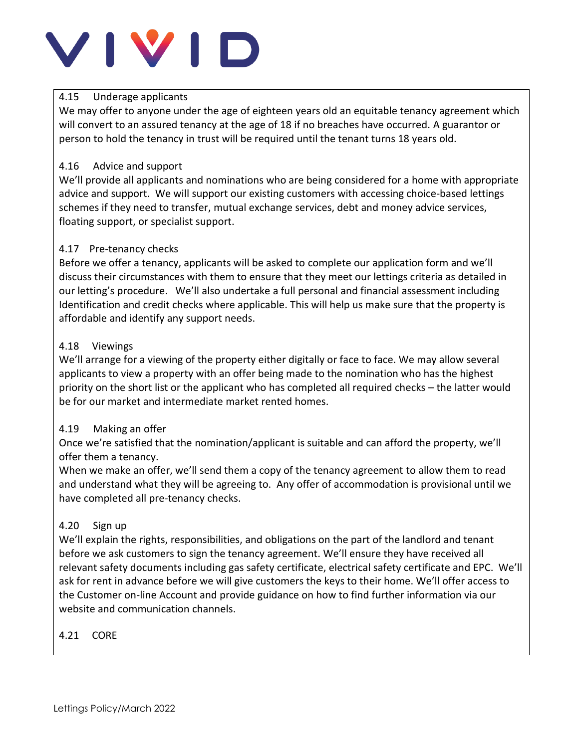### 4.15 Underage applicants

We may offer to anyone under the age of eighteen years old an equitable tenancy agreement which will convert to an assured tenancy at the age of 18 if no breaches have occurred. A guarantor or person to hold the tenancy in trust will be required until the tenant turns 18 years old.

### 4.16 Advice and support

We'll provide all applicants and nominations who are being considered for a home with appropriate advice and support. We will support our existing customers with accessing choice-based lettings schemes if they need to transfer, mutual exchange services, debt and money advice services, floating support, or specialist support.

### 4.17 Pre-tenancy checks

Before we offer a tenancy, applicants will be asked to complete our application form and we'll discuss their circumstances with them to ensure that they meet our lettings criteria as detailed in our letting's procedure. We'll also undertake a full personal and financial assessment including Identification and credit checks where applicable. This will help us make sure that the property is affordable and identify any support needs.

### 4.18 Viewings

We'll arrange for a viewing of the property either digitally or face to face. We may allow several applicants to view a property with an offer being made to the nomination who has the highest priority on the short list or the applicant who has completed all required checks – the latter would be for our market and intermediate market rented homes.

### 4.19 Making an offer

Once we're satisfied that the nomination/applicant is suitable and can afford the property, we'll offer them a tenancy.

When we make an offer, we'll send them a copy of the tenancy agreement to allow them to read and understand what they will be agreeing to. Any offer of accommodation is provisional until we have completed all pre-tenancy checks.

### 4.20 Sign up

We'll explain the rights, responsibilities, and obligations on the part of the landlord and tenant before we ask customers to sign the tenancy agreement. We'll ensure they have received all relevant safety documents including gas safety certificate, electrical safety certificate and EPC. We'll ask for rent in advance before we will give customers the keys to their home. We'll offer access to the Customer on-line Account and provide guidance on how to find further information via our website and communication channels.

### 4.21 CORE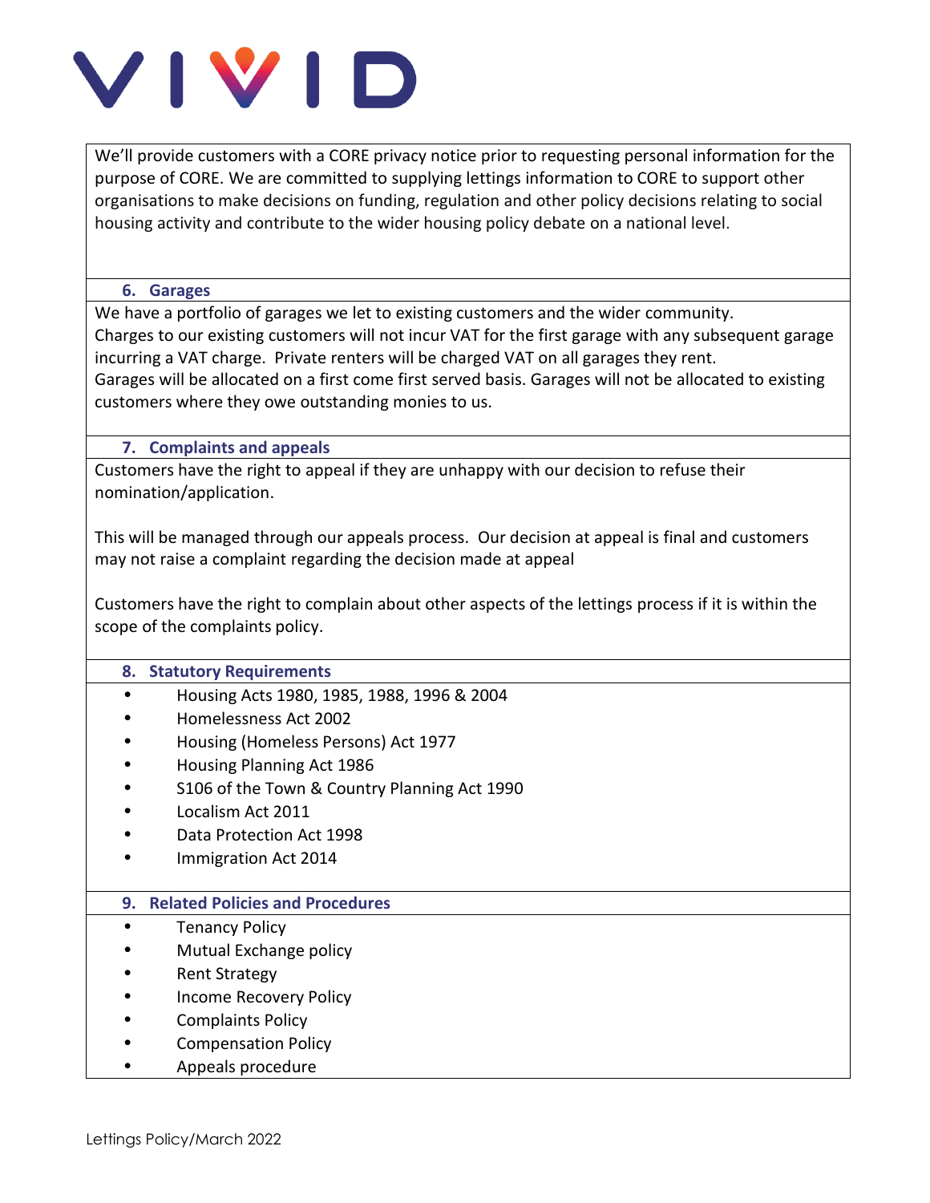We'll provide customers with a CORE privacy notice prior to requesting personal information for the purpose of CORE. We are committed to supplying lettings information to CORE to support other organisations to make decisions on funding, regulation and other policy decisions relating to social housing activity and contribute to the wider housing policy debate on a national level.

## 6. Garages

We have a portfolio of garages we let to existing customers and the wider community.
Charges to our existing customers will not incur VAT for the first garage with any subsequent garage incurring a VAT charge. Private renters will be charged VAT on all garages they rent.
Garages will be allocated on a first come first served basis. Garages will not be allocated to existing customers where they owe outstanding monies to us.

## 7. Complaints and appeals

Customers have the right to appeal if they are unhappy with our decision to refuse their nomination/application.

This will be managed through our appeals process. Our decision at appeal is final and customers may not raise a complaint regarding the decision made at appeal

Customers have the right to complain about other aspects of the lettings process if it is within the scope of the complaints policy.

## 8. Statutory Requirements

- Housing Acts 1980, 1985, 1988, 1996 & 2004
- Homelessness Act 2002
- Housing (Homeless Persons) Act 1977
- Housing Planning Act 1986
- S106 of the Town & Country Planning Act 1990
- Localism Act 2011
- Data Protection Act 1998
- Immigration Act 2014

## 9. Related Policies and Procedures

- Tenancy Policy
- Mutual Exchange policy
- Rent Strategy
- Income Recovery Policy
- Complaints Policy
- Compensation Policy
- Appeals procedure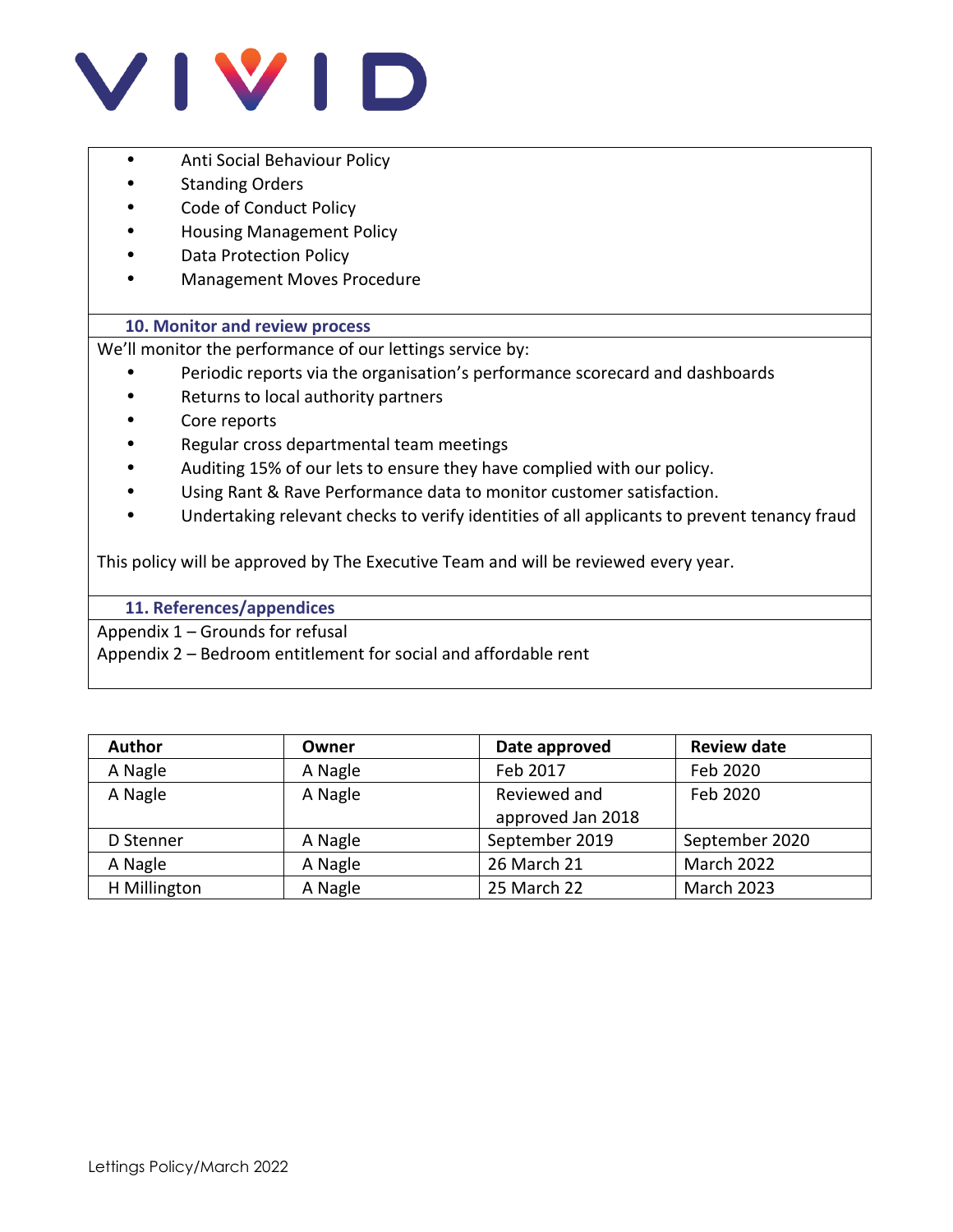- Anti Social Behaviour Policy
- Standing Orders
- Code of Conduct Policy
- Housing Management Policy
- Data Protection Policy
- Management Moves Procedure

## 10. Monitor and review process

We'll monitor the performance of our lettings service by:

- Periodic reports via the organisation's performance scorecard and dashboards
- Returns to local authority partners
- Core reports
- Regular cross departmental team meetings
- Auditing 15% of our lets to ensure they have complied with our policy.
- Using Rant & Rave Performance data to monitor customer satisfaction.
- Undertaking relevant checks to verify identities of all applicants to prevent tenancy fraud

This policy will be approved by The Executive Team and will be reviewed every year.

## 11. References/appendices

Appendix 1 – Grounds for refusal
Appendix 2 – Bedroom entitlement for social and affordable rent

| Author | Owner | Date approved | Review date |
|---|---|---|---|
| A Nagle | A Nagle | Feb 2017 | Feb 2020 |
| A Nagle | A Nagle | Reviewed and approved Jan 2018 | Feb 2020 |
| D Stenner | A Nagle | September 2019 | September 2020 |
| A Nagle | A Nagle | 26 March 21 | March 2022 |
| H Millington | A Nagle | 25 March 22 | March 2023 |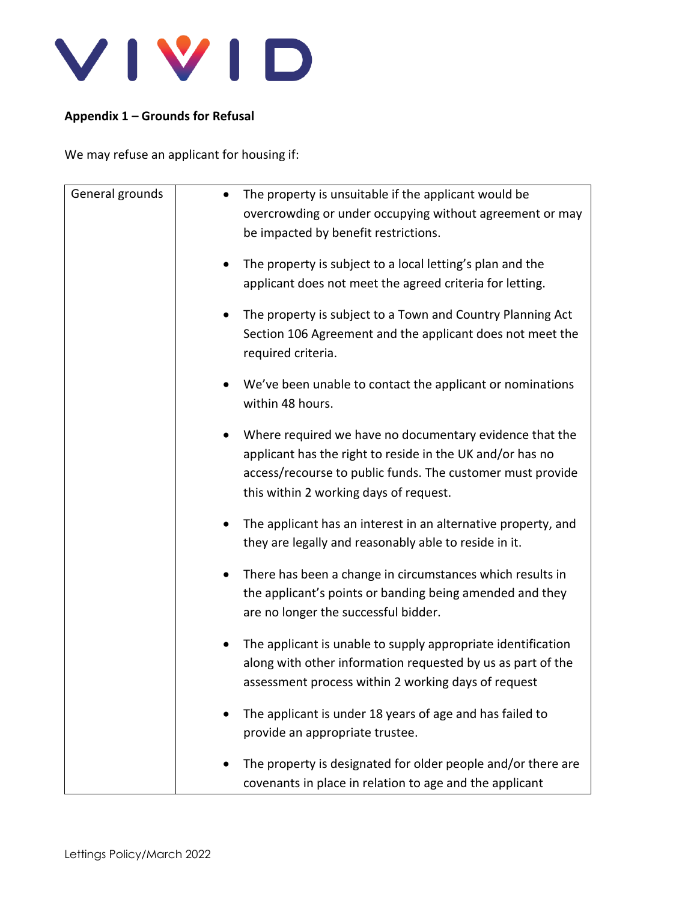**Appendix 1 – Grounds for Refusal**

We may refuse an applicant for housing if:

| General grounds | • The property is unsuitable if the applicant would be overcrowding or under occupying without agreement or may be impacted by benefit restrictions.<br><br>• The property is subject to a local letting's plan and the applicant does not meet the agreed criteria for letting.<br><br>• The property is subject to a Town and Country Planning Act Section 106 Agreement and the applicant does not meet the required criteria.<br><br>• We've been unable to contact the applicant or nominations within 48 hours.<br><br>• Where required we have no documentary evidence that the applicant has the right to reside in the UK and/or has no access/recourse to public funds. The customer must provide this within 2 working days of request.<br><br>• The applicant has an interest in an alternative property, and they are legally and reasonably able to reside in it.<br><br>• There has been a change in circumstances which results in the applicant's points or banding being amended and they are no longer the successful bidder.<br><br>• The applicant is unable to supply appropriate identification along with other information requested by us as part of the assessment process within 2 working days of request<br><br>• The applicant is under 18 years of age and has failed to provide an appropriate trustee.<br><br>• The property is designated for older people and/or there are covenants in place in relation to age and the applicant |
|---|---|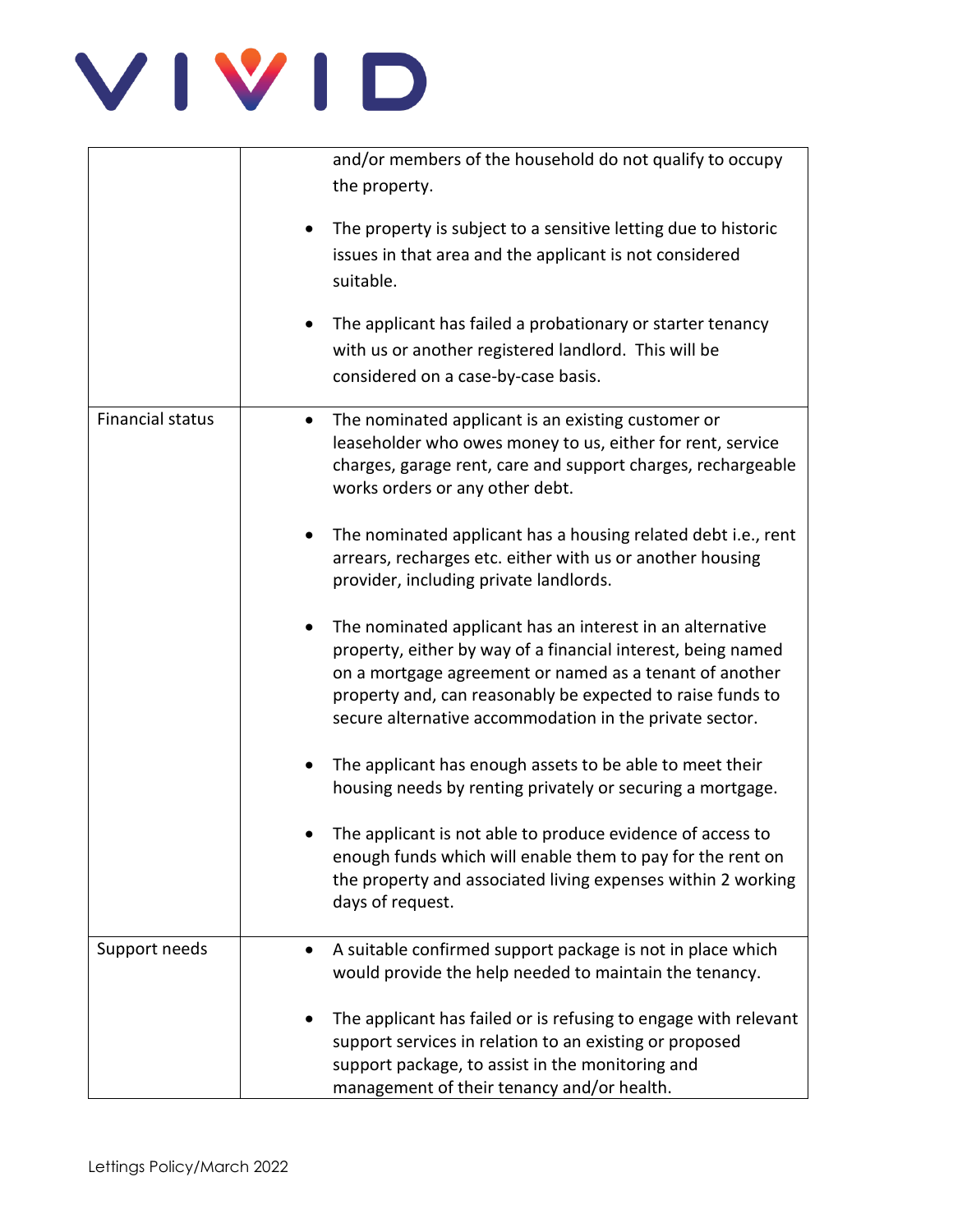| | |
|---|---|
| | and/or members of the household do not qualify to occupy the property.<br><br>• The property is subject to a sensitive letting due to historic issues in that area and the applicant is not considered suitable.<br><br>• The applicant has failed a probationary or starter tenancy with us or another registered landlord. This will be considered on a case-by-case basis. |
| Financial status | • The nominated applicant is an existing customer or leaseholder who owes money to us, either for rent, service charges, garage rent, care and support charges, rechargeable works orders or any other debt.<br><br>• The nominated applicant has a housing related debt i.e., rent arrears, recharges etc. either with us or another housing provider, including private landlords.<br><br>• The nominated applicant has an interest in an alternative property, either by way of a financial interest, being named on a mortgage agreement or named as a tenant of another property and, can reasonably be expected to raise funds to secure alternative accommodation in the private sector.<br><br>• The applicant has enough assets to be able to meet their housing needs by renting privately or securing a mortgage.<br><br>• The applicant is not able to produce evidence of access to enough funds which will enable them to pay for the rent on the property and associated living expenses within 2 working days of request. |
| Support needs | • A suitable confirmed support package is not in place which would provide the help needed to maintain the tenancy.<br><br>• The applicant has failed or is refusing to engage with relevant support services in relation to an existing or proposed support package, to assist in the monitoring and management of their tenancy and/or health. |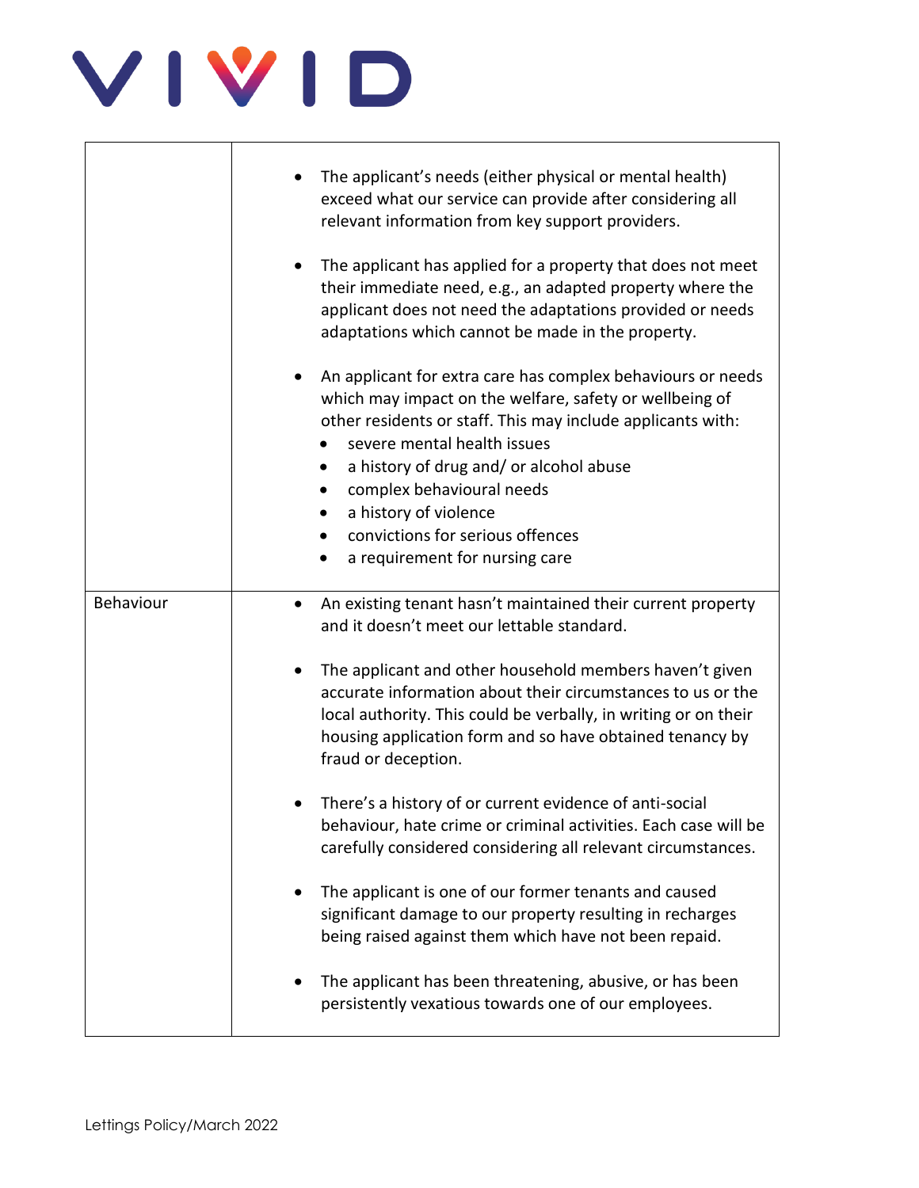| | |
|---|---|
| | • The applicant's needs (either physical or mental health) exceed what our service can provide after considering all relevant information from key support providers.<br><br>• The applicant has applied for a property that does not meet their immediate need, e.g., an adapted property where the applicant does not need the adaptations provided or needs adaptations which cannot be made in the property.<br><br>• An applicant for extra care has complex behaviours or needs which may impact on the welfare, safety or wellbeing of other residents or staff. This may include applicants with:<br>  • severe mental health issues<br>  • a history of drug and/ or alcohol abuse<br>  • complex behavioural needs<br>  • a history of violence<br>  • convictions for serious offences<br>  • a requirement for nursing care |
| Behaviour | • An existing tenant hasn't maintained their current property and it doesn't meet our lettable standard.<br><br>• The applicant and other household members haven't given accurate information about their circumstances to us or the local authority. This could be verbally, in writing or on their housing application form and so have obtained tenancy by fraud or deception.<br><br>• There's a history of or current evidence of anti-social behaviour, hate crime or criminal activities. Each case will be carefully considered considering all relevant circumstances.<br><br>• The applicant is one of our former tenants and caused significant damage to our property resulting in recharges being raised against them which have not been repaid.<br><br>• The applicant has been threatening, abusive, or has been persistently vexatious towards one of our employees. |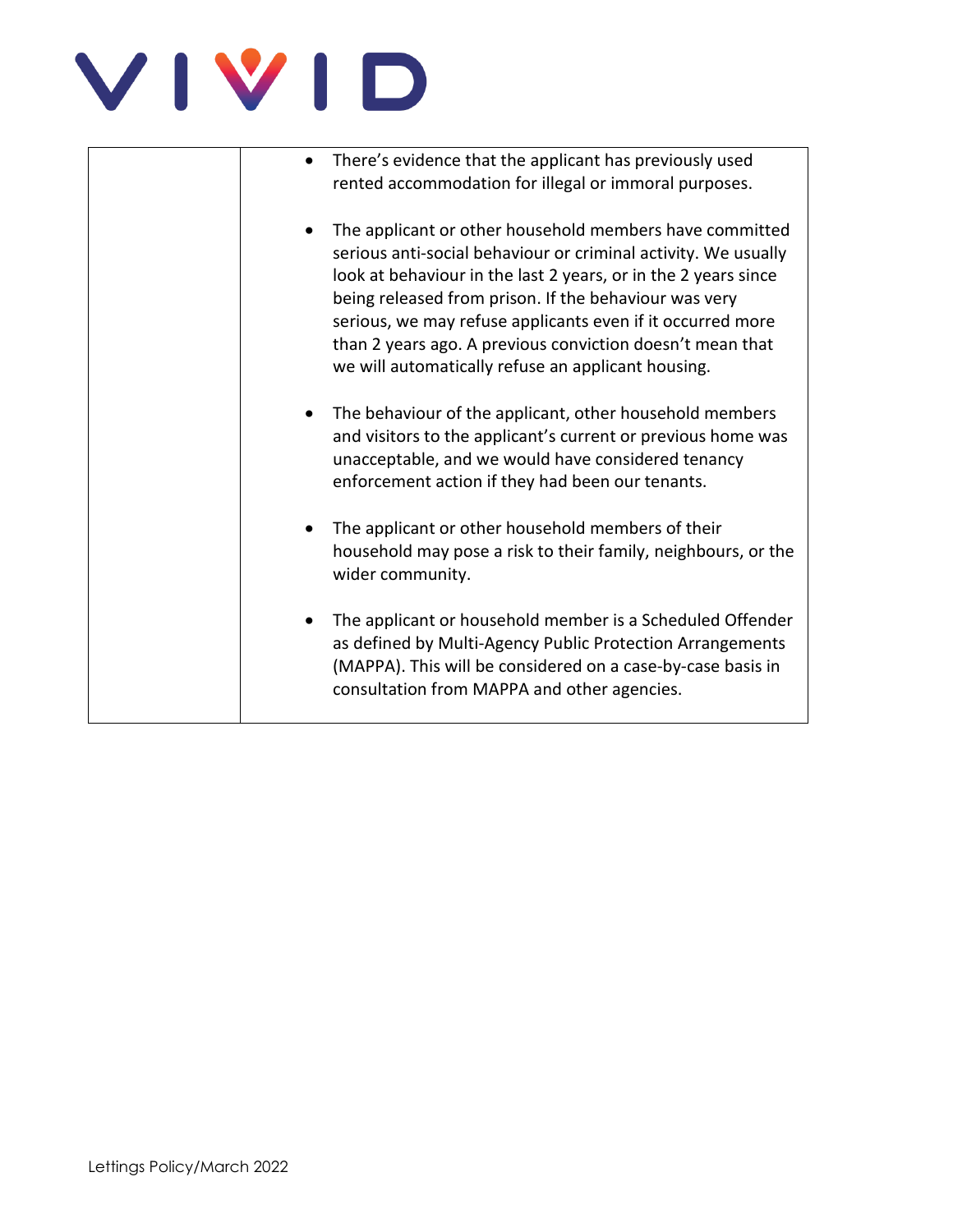| | |
|---|---|
| | <ul><li>There's evidence that the applicant has previously used rented accommodation for illegal or immoral purposes.</li><li>The applicant or other household members have committed serious anti-social behaviour or criminal activity. We usually look at behaviour in the last 2 years, or in the 2 years since being released from prison. If the behaviour was very serious, we may refuse applicants even if it occurred more than 2 years ago. A previous conviction doesn't mean that we will automatically refuse an applicant housing.</li><li>The behaviour of the applicant, other household members and visitors to the applicant's current or previous home was unacceptable, and we would have considered tenancy enforcement action if they had been our tenants.</li><li>The applicant or other household members of their household may pose a risk to their family, neighbours, or the wider community.</li><li>The applicant or household member is a Scheduled Offender as defined by Multi-Agency Public Protection Arrangements (MAPPA). This will be considered on a case-by-case basis in consultation from MAPPA and other agencies.</li></ul> |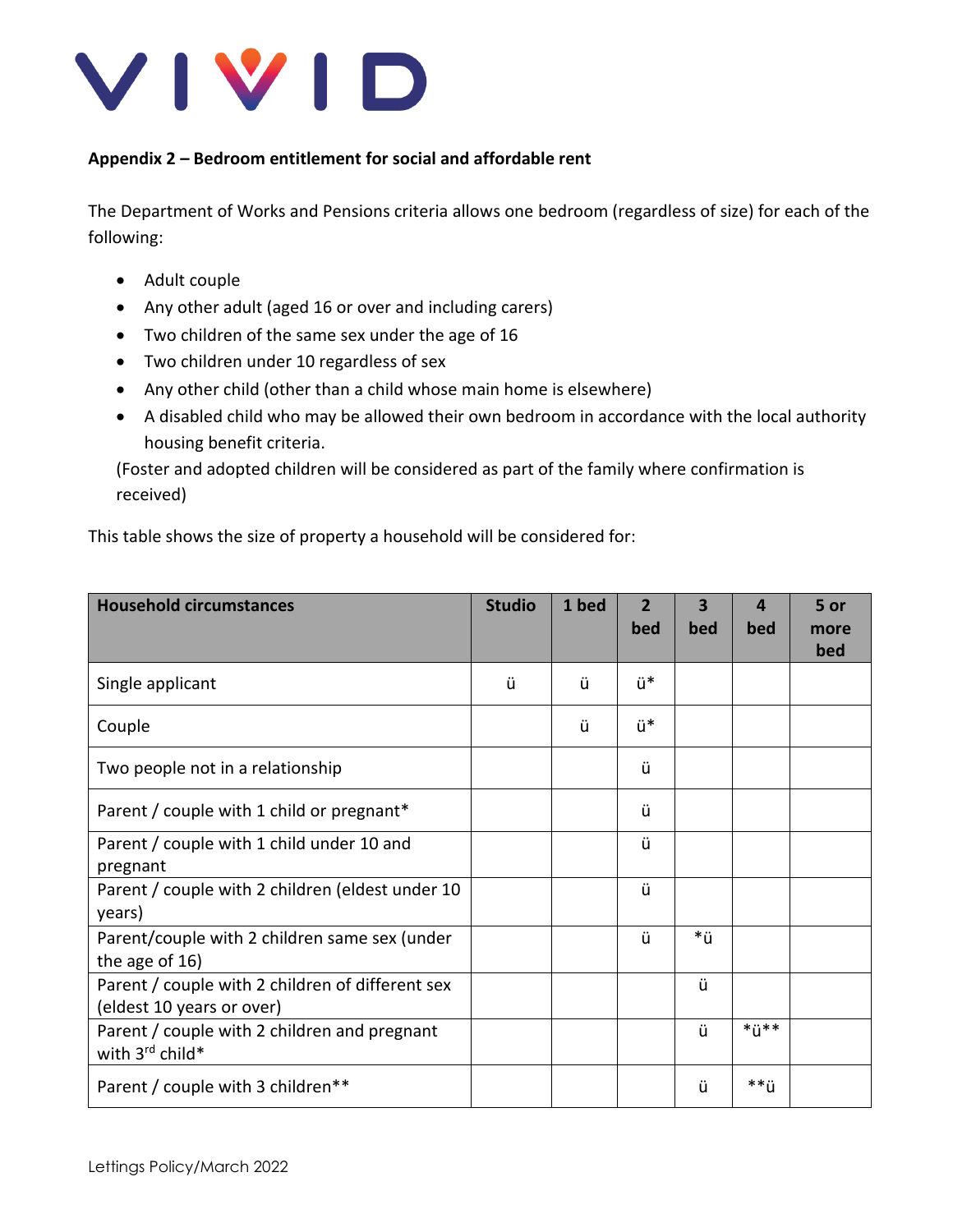**Appendix 2 – Bedroom entitlement for social and affordable rent**

The Department of Works and Pensions criteria allows one bedroom (regardless of size) for each of the following:

- Adult couple
- Any other adult (aged 16 or over and including carers)
- Two children of the same sex under the age of 16
- Two children under 10 regardless of sex
- Any other child (other than a child whose main home is elsewhere)
- A disabled child who may be allowed their own bedroom in accordance with the local authority housing benefit criteria.

(Foster and adopted children will be considered as part of the family where confirmation is received)

This table shows the size of property a household will be considered for:

| Household circumstances | Studio | 1 bed | 2 bed | 3 bed | 4 bed | 5 or more bed |
|---|---|---|---|---|---|---|
| Single applicant | ü | ü | ü* | | | |
| Couple | | ü | ü* | | | |
| Two people not in a relationship | | | ü | | | |
| Parent / couple with 1 child or pregnant* | | | ü | | | |
| Parent / couple with 1 child under 10 and pregnant | | | ü | | | |
| Parent / couple with 2 children (eldest under 10 years) | | | ü | | | |
| Parent/couple with 2 children same sex (under the age of 16) | | | ü | *ü | | |
| Parent / couple with 2 children of different sex (eldest 10 years or over) | | | | ü | | |
| Parent / couple with 2 children and pregnant with 3rd child* | | | | ü | *ü** | |
| Parent / couple with 3 children** | | | | ü | **ü | |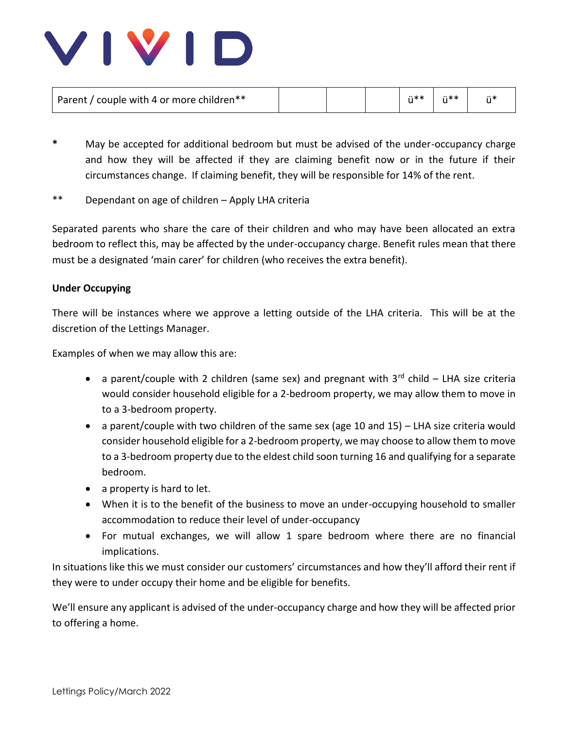| | | | | | | |
|---|---|---|---|---|---|---|
| Parent / couple with 4 or more children** | | | | ü** | ü** | ü* |

\* May be accepted for additional bedroom but must be advised of the under-occupancy charge and how they will be affected if they are claiming benefit now or in the future if their circumstances change. If claiming benefit, they will be responsible for 14% of the rent.

\*\* Dependant on age of children – Apply LHA criteria

Separated parents who share the care of their children and who may have been allocated an extra bedroom to reflect this, may be affected by the under-occupancy charge. Benefit rules mean that there must be a designated 'main carer' for children (who receives the extra benefit).

**Under Occupying**

There will be instances where we approve a letting outside of the LHA criteria. This will be at the discretion of the Lettings Manager.

Examples of when we may allow this are:

- a parent/couple with 2 children (same sex) and pregnant with 3rd child – LHA size criteria would consider household eligible for a 2-bedroom property, we may allow them to move in to a 3-bedroom property.
- a parent/couple with two children of the same sex (age 10 and 15) – LHA size criteria would consider household eligible for a 2-bedroom property, we may choose to allow them to move to a 3-bedroom property due to the eldest child soon turning 16 and qualifying for a separate bedroom.
- a property is hard to let.
- When it is to the benefit of the business to move an under-occupying household to smaller accommodation to reduce their level of under-occupancy
- For mutual exchanges, we will allow 1 spare bedroom where there are no financial implications.

In situations like this we must consider our customers' circumstances and how they'll afford their rent if they were to under occupy their home and be eligible for benefits.

We'll ensure any applicant is advised of the under-occupancy charge and how they will be affected prior to offering a home.